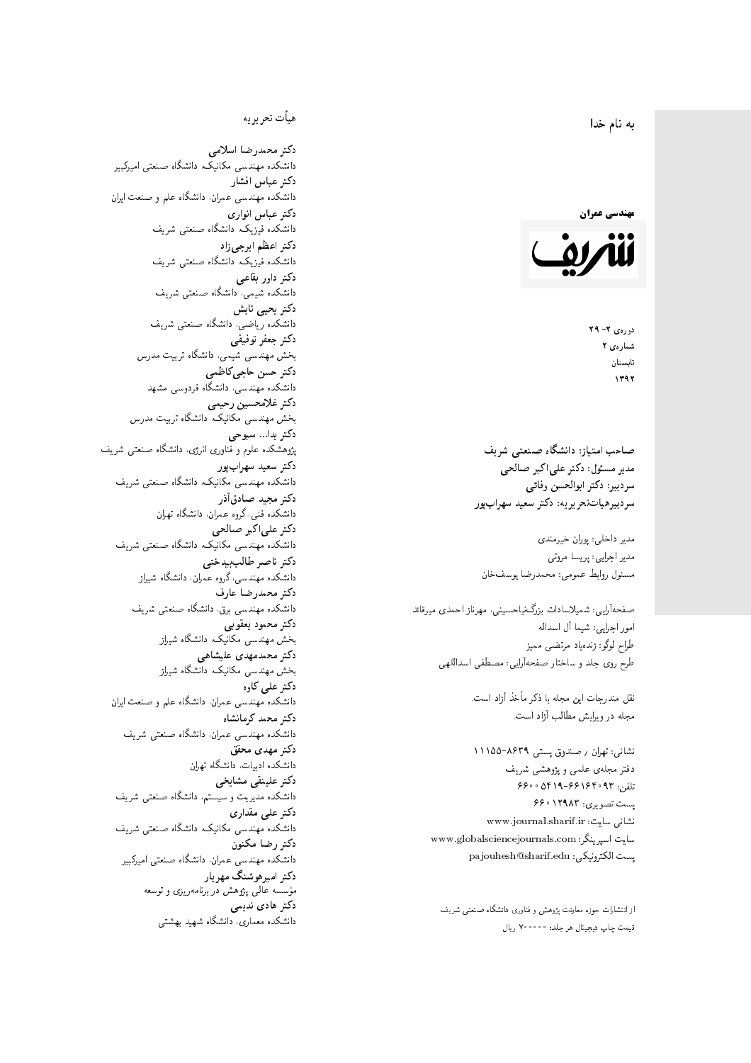به نام خدا

**مهندسی عمران**

**شریف**

دوره‌ی ۲- ۲۹
شماره‌ی ۲
تابستان
۱۳۹۲

**صاحب امتیاز: دانشگاه صنعتی شریف**
**مدیر مسئول: دکتر علی‌اکبر صالحی**
**سردبیر: دکتر ابوالحسن وفائی**
**سردبیرهیات‌تحریریه: دکتر سعید سهراب‌پور**

مدیر داخلی: پوران خیرمندی
مدیر اجرایی: پریسا مروتی
مسئول روابط عمومی: محمدرضا یوسف‌خان

صفحه‌آرایی: شمیلاسادات بزرگ‌نیاحسینی، مهرناز احمدی میرقائد
امور اجرایی: شیما آل اسداله
طراح لوگو: زنده‌یاد مرتضی ممیز
طرح روی جلد و ساختار صفحه‌آرایی: مصطفی اسداللهی

نقل مندرجات این مجله با ذکر مأخذ آزاد است.
مجله در ویرایش مطالب آزاد است.

نشانی: تهران / صندوق پستی ۸۶۳۹-۱۱۱۵۵
دفتر مجله‌ی علمی و پژوهشی شریف
تلفن: ۶۶۱۶۴۰۹۳-۶۶۰۰۵۴۱۹
پست تصویری: ۶۶۰۱۲۹۸۳
نشانی سایت: www.journal.sharif.ir
سایت اسپرینگر: www.globalsciencejournals.com
پست الکترونیکی: pajouhesh@sharif.edu

از انتشارات حوزه معاونت پژوهش و فناوری دانشگاه صنعتی شریف
قیمت چاپ دیجیتال هر جلد: ۷۰۰۰۰ ریال

## هیأت تحریریه

**دکتر محمدرضا اسلامی**
دانشکده مهندسی مکانیک، دانشگاه صنعتی امیرکبیر
**دکتر عباس افشار**
دانشکده مهندسی عمران، دانشگاه علم و صنعت ایران
**دکتر عباس انواری**
دانشکده فیزیک، دانشگاه صنعتی شریف
**دکتر اعظم ایرجی‌زاد**
دانشکده فیزیک، دانشگاه صنعتی شریف
**دکتر داور بقاعی**
دانشکده شیمی، دانشگاه صنعتی شریف
**دکتر یحیی تابش**
دانشکده ریاضی، دانشگاه صنعتی شریف
**دکتر جعفر توفیقی**
بخش مهندسی شیمی، دانشگاه تربیت مدرس
**دکتر حسن حاجی‌کاظمی**
دانشکده مهندسی، دانشگاه فردوسی مشهد
**دکتر غلامحسین رحیمی**
بخش مهندسی مکانیک، دانشگاه تربیت مدرس
**دکتر یدا... سبوحی**
پژوهشکده علوم و فناوری انرژی، دانشگاه صنعتی شریف
**دکتر سعید سهراب‌پور**
دانشکده مهندسی مکانیک، دانشگاه صنعتی شریف
**دکتر مجید صادق‌آذر**
دانشکده فنی، گروه عمران، دانشگاه تهران
**دکتر علی‌اکبر صالحی**
دانشکده مهندسی مکانیک، دانشگاه صنعتی شریف
**دکتر ناصر طالب‌بیدختی**
دانشکده مهندسی، گروه عمران، دانشگاه شیراز
**دکتر محمدرضا عارف**
دانشکده مهندسی برق، دانشگاه صنعتی شریف
**دکتر محمود یعقوبی**
بخش مهندسی مکانیک، دانشگاه شیراز
**دکتر محمدمهدی علیشاهی**
بخش مهندسی مکانیک، دانشگاه شیراز
**دکتر علی کاوه**
دانشکده مهندسی عمران، دانشگاه علم و صنعت ایران
**دکتر محمد کرمانشاه**
دانشکده مهندسی عمران، دانشگاه صنعتی شریف
**دکتر مهدی محقق**
دانشکده ادبیات، دانشگاه تهران
**دکتر علینقی مشایخی**
دانشکده مدیریت و سیستم، دانشگاه صنعتی شریف
**دکتر علی مقداری**
دانشکده مهندسی مکانیک، دانشگاه صنعتی شریف
**دکتر رضا مکنون**
دانشکده مهندسی عمران، دانشگاه صنعتی امیرکبیر
**دکتر امیرهوشنگ مهریار**
مؤسسه عالی پژوهش در برنامه‌ریزی و توسعه
**دکتر هادی ندیمی**
دانشکده معماری، دانشگاه شهید بهشتی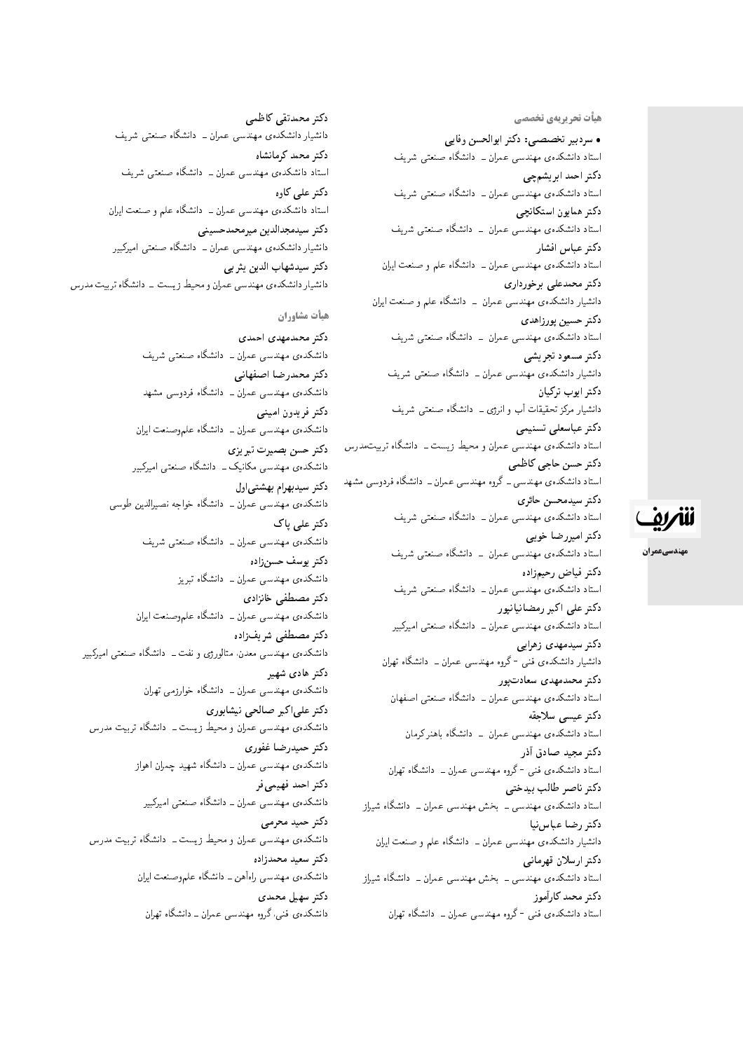## هیأت تحریریه‌ی تخصصی

• **سردبیر تخصصی: دکتر ابوالحسن وفایی**
استاد دانشکده‌ی مهندسی عمران ــ دانشگاه صنعتی شریف

**دکتر احمد ابریشم‌چی**
استاد دانشکده‌ی مهندسی عمران ــ دانشگاه صنعتی شریف

**دکتر همایون استکانچی**
استاد دانشکده‌ی مهندسی عمران ــ دانشگاه صنعتی شریف

**دکتر عباس افشار**
استاد دانشکده‌ی مهندسی عمران ــ دانشگاه علم و صنعت ایران

**دکتر محمدعلی برخورداری**
دانشیار دانشکده‌ی مهندسی عمران ــ دانشگاه علم و صنعت ایران

**دکتر حسین پورزاهدی**
استاد دانشکده‌ی مهندسی عمران ــ دانشگاه صنعتی شریف

**دکتر مسعود تجریشی**
دانشیار دانشکده‌ی مهندسی عمران ــ دانشگاه صنعتی شریف

**دکتر ایوب ترکیان**
دانشیار مرکز تحقیقات آب و انرژی ــ دانشگاه صنعتی شریف

**دکتر عباسعلی تسنیمی**
استاد دانشکده‌ی مهندسی عمران و محیط زیست ــ دانشگاه تربیت‌مدرس

**دکتر حسن حاجی کاظمی**
استاد دانشکده‌ی مهندسی ــ گروه مهندسی عمران ــ دانشگاه فردوسی مشهد

**دکتر سیدمحسن حائری**
استاد دانشکده‌ی مهندسی عمران ــ دانشگاه صنعتی شریف

**دکتر امیررضا خویی**
استاد دانشکده‌ی مهندسی عمران ــ دانشگاه صنعتی شریف

**دکتر فیاض رحیم‌زاده**
استاد دانشکده‌ی مهندسی عمران ــ دانشگاه صنعتی شریف

**دکتر علی اکبر رمضانیانپور**
استاد دانشکده‌ی مهندسی عمران ــ دانشگاه صنعتی امیرکبیر

**دکتر سیدمهدی زهرایی**
دانشیار دانشکده‌ی فنی - گروه مهندسی عمران ــ دانشگاه تهران

**دکتر محمدمهدی سعادت‌پور**
استاد دانشکده‌ی مهندسی عمران ــ دانشگاه صنعتی اصفهان

**دکتر عیسی سلاجقه**
استاد دانشکده‌ی مهندسی عمران ــ دانشگاه باهنر کرمان

**دکتر مجید صادق آذر**
استاد دانشکده‌ی فنی - گروه مهندسی عمران ــ دانشگاه تهران

**دکتر ناصر طالب بیدختی**
استاد دانشکده‌ی مهندسی ــ بخش مهندسی عمران ــ دانشگاه شیراز

**دکتر رضا عباس‌نیا**
دانشیار دانشکده‌ی مهندسی عمران ــ دانشگاه علم و صنعت ایران

**دکتر ارسلان قهرمانی**
استاد دانشکده‌ی مهندسی ــ بخش مهندسی عمران ــ دانشگاه شیراز

**دکتر محمد کارآموز**
استاد دانشکده‌ی فنی - گروه مهندسی عمران ــ دانشگاه تهران

**دکتر محمدتقی کاظمی**
دانشیار دانشکده‌ی مهندسی عمران ــ دانشگاه صنعتی شریف

**دکتر محمد کرمانشاه**
استاد دانشکده‌ی مهندسی عمران ــ دانشگاه صنعتی شریف

**دکتر علی کاوه**
استاد دانشکده‌ی مهندسی عمران ــ دانشگاه علم و صنعت ایران

**دکتر سیدمجدالدین میرمحمدحسینی**
دانشیار دانشکده‌ی مهندسی عمران ــ دانشگاه صنعتی امیرکبیر

**دکتر سیدشهاب الدین یثربی**
دانشیار دانشکده‌ی مهندسی عمران و محیط زیست ــ دانشگاه تربیت مدرس

## هیأت مشاوران

**دکتر محمدمهدی احمدی**
دانشکده‌ی مهندسی عمران ــ دانشگاه صنعتی شریف

**دکتر محمدرضا اصفهانی**
دانشکده‌ی مهندسی عمران ــ دانشگاه فردوسی مشهد

**دکتر فریدون امینی**
دانشکده‌ی مهندسی عمران ــ دانشگاه علم‌وصنعت ایران

**دکتر حسن بصیرت تبریزی**
دانشکده‌ی مهندسی مکانیک ــ دانشگاه صنعتی امیرکبیر

**دکتر سیدبهرام بهشتی‌اول**
دانشکده‌ی مهندسی عمران ــ دانشگاه خواجه نصیرالدین طوسی

**دکتر علی پاک**
دانشکده‌ی مهندسی عمران ــ دانشگاه صنعتی شریف

**دکتر یوسف حسن‌زاده**
دانشکده‌ی مهندسی عمران ــ دانشگاه تبریز

**دکتر مصطفی خانزادی**
دانشکده‌ی مهندسی عمران ــ دانشگاه علم‌وصنعت ایران

**دکتر مصطفی شریف‌زاده**
دانشکده‌ی مهندسی معدن، متالورژی و نفت ــ دانشگاه صنعتی امیرکبیر

**دکتر هادی شهیر**
دانشکده‌ی مهندسی عمران ــ دانشگاه خوارزمی تهران

**دکتر علی‌اکبر صالحی نیشابوری**
دانشکده‌ی مهندسی عمران و محیط زیست ــ دانشگاه تربیت مدرس

**دکتر حمیدرضا غفوری**
دانشکده‌ی مهندسی عمران ــ دانشگاه شهید چمران اهواز

**دکتر احمد فهیمی‌فر**
دانشکده‌ی مهندسی عمران ــ دانشگاه صنعتی امیرکبیر

**دکتر حمید محرمی**
دانشکده‌ی مهندسی عمران و محیط زیست ــ دانشگاه تربیت مدرس

**دکتر سعید محمدزاده**
دانشکده‌ی مهندسی راه‌آهن ــ دانشگاه علم‌وصنعت ایران

**دکتر سهیل محمدی**
دانشکده‌ی فنی، گروه مهندسی عمران ــ دانشگاه تهران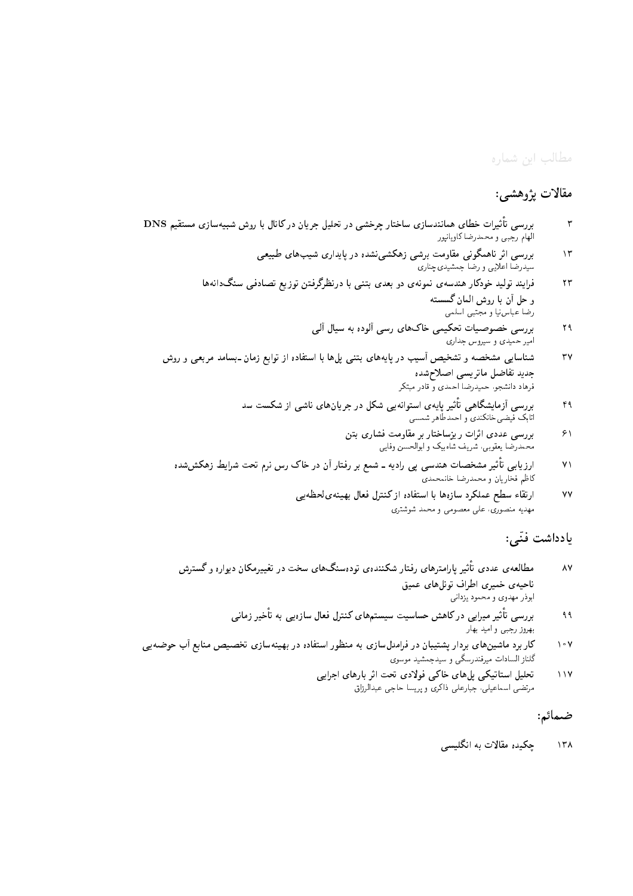مطالب این شماره

## مقالات پژوهشی:

۳ — **بررسی تأثیرات خطای همانندسازی ساختار چرخشی در تحلیل جریان در کانال با روش شبیه‌سازی مستقیم DNS**
الهام رجبی و محمدرضا کاویانپور

۱۳ — **بررسی اثر ناهمگونی مقاومت برشی زهکشی‌نشده در پایداری شیب‌های طبیعی**
سیدرضا اعلایی و رضا جمشیدی‌چناری

۲۳ — **فرایند تولید خودکار هندسه‌ی نمونه‌ی دو بعدی بتنی با درنظرگرفتن توزیع تصادفی سنگ‌دانه‌ها و حل آن با روش المان گسسته**
رضا عباس‌نیا و مجتبی اسلمی

۲۹ — **بررسی خصوصیات تحکیمی خاک‌های رسی آلوده به سیال آلی**
امیر حمیدی و سیروس جداری

۳۷ — **شناسایی مشخصه و تشخیص آسیب در پایه‌های بتنی پل‌ها با استفاده از توابع زمان ـ بسامد مربعی و روش جدید تفاضل ماتریسی اصلاح‌شده**
فرهاد دانشجو، حمیدرضا احمدی و قادر مبتکر

۴۹ — **بررسی آزمایشگاهی تأثیر پایه‌ی استوانه‌یی شکل در جریان‌های ناشی از شکست سد**
اتابک فیضی‌خانکندی و احمدطاهر شمسی

۶۱ — **بررسی عددی اثرات ریزساختار بر مقاومت فشاری بتن**
محمدرضا یعقوبی، شریف شاه‌بیک و ابوالحسن وفایی

۷۱ — **ارزیابی تأثیر مشخصات هندسی پی رادیه ـ شمع بر رفتار آن در خاک رس نرم تحت شرایط زهکشی‌شده**
کاظم فخاریان و محمدرضا خانمحمدی

۷۷ — **ارتقاء سطح عملکرد سازه‌ها با استفاده از کنترل فعال بهینه‌ی لحظه‌یی**
مهدیه منصوری، علی معصومی و محمد شوشتری

## یادداشت فنّی:

۸۷ — **مطالعه‌ی عددی تأثیر پارامترهای رفتار شکننده‌ی توده‌سنگ‌های سخت در تغییرمکان دیواره و گسترش ناحیه‌ی خمیری اطراف تونل‌های عمیق**
ابوذر مهدوی و محمود یزدانی

۹۹ — **بررسی تأثیر میرایی در کاهش حساسیت سیستم‌های کنترل فعال سازه‌یی به تأخیر زمانی**
بهروز رجبی و امید بهار

۱۰۷ — **کاربرد ماشین‌های بردار پشتیبان در فرامدل‌سازی به منظور استفاده در بهینه‌سازی تخصیص منابع آب حوضه‌یی**
گلناز السادات میرفندرسگی و سیدجمشید موسوی

۱۱۷ — **تحلیل استاتیکی پل‌های خاکی فولادی تحت اثر بارهای اجرایی**
مرتضی اسماعیلی، جبارعلی ذاکری و پریسا حاجی عبدالرزاق

## ضمائم:

۱۳۸ — **چکیده مقالات به انگلیسی**